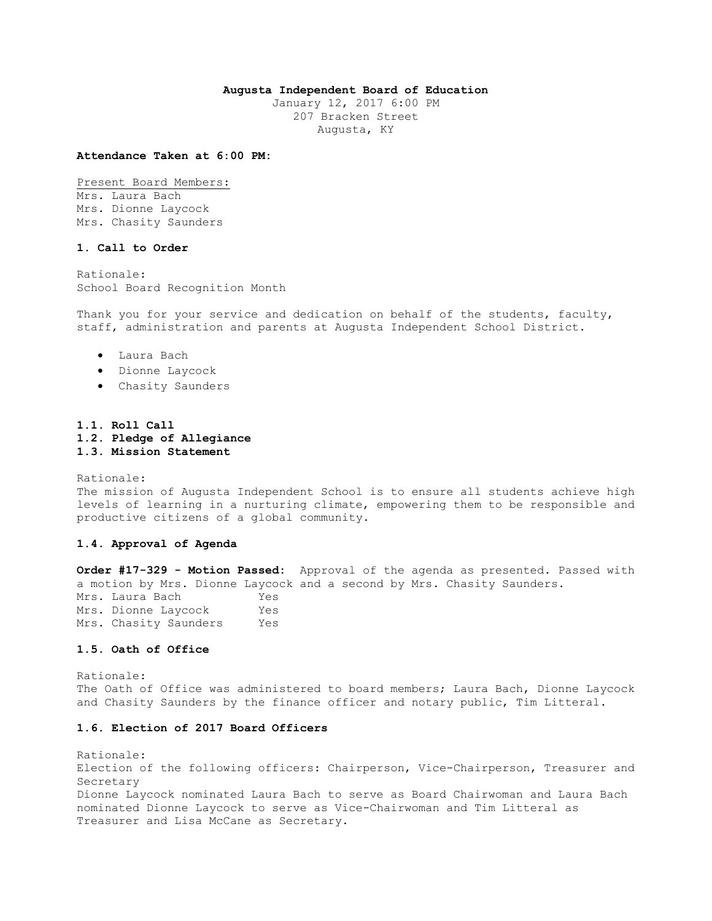**Augusta Independent Board of Education**
January 12, 2017 6:00 PM
207 Bracken Street
Augusta, KY

**Attendance Taken at 6:00 PM:**

Present Board Members:
Mrs. Laura Bach
Mrs. Dionne Laycock
Mrs. Chasity Saunders

### 1. Call to Order

Rationale:
School Board Recognition Month

Thank you for your service and dedication on behalf of the students, faculty, staff, administration and parents at Augusta Independent School District.

- Laura Bach
- Dionne Laycock
- Chasity Saunders

### 1.1. Roll Call
### 1.2. Pledge of Allegiance
### 1.3. Mission Statement

Rationale:
The mission of Augusta Independent School is to ensure all students achieve high levels of learning in a nurturing climate, empowering them to be responsible and productive citizens of a global community.

### 1.4. Approval of Agenda

**Order #17-329 - Motion Passed:** Approval of the agenda as presented. Passed with a motion by Mrs. Dionne Laycock and a second by Mrs. Chasity Saunders.

| | |
|---|---|
| Mrs. Laura Bach | Yes |
| Mrs. Dionne Laycock | Yes |
| Mrs. Chasity Saunders | Yes |

### 1.5. Oath of Office

Rationale:
The Oath of Office was administered to board members; Laura Bach, Dionne Laycock and Chasity Saunders by the finance officer and notary public, Tim Litteral.

### 1.6. Election of 2017 Board Officers

Rationale:
Election of the following officers: Chairperson, Vice-Chairperson, Treasurer and Secretary
Dionne Laycock nominated Laura Bach to serve as Board Chairwoman and Laura Bach nominated Dionne Laycock to serve as Vice-Chairwoman and Tim Litteral as Treasurer and Lisa McCane as Secretary.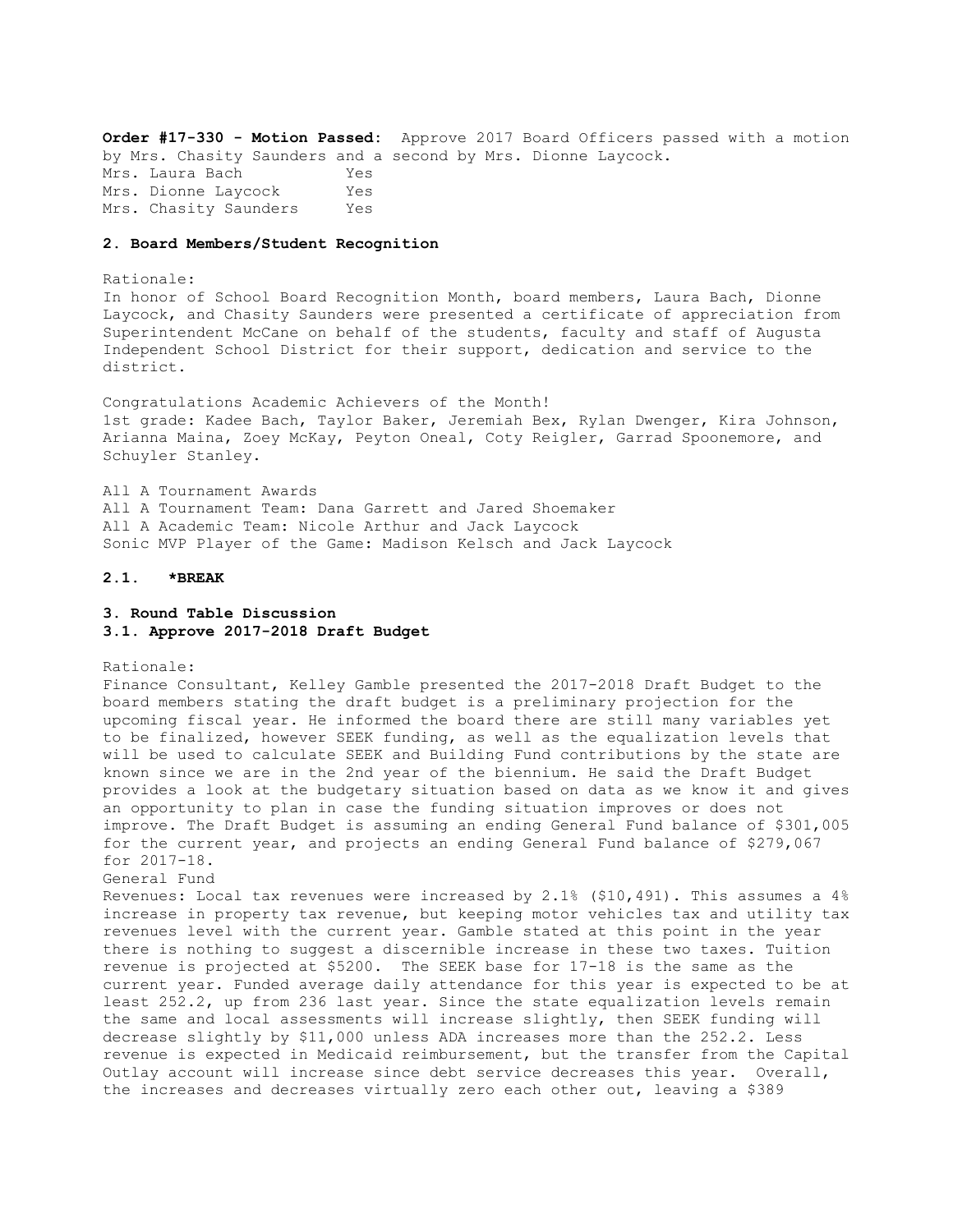**Order #17-330 - Motion Passed:** Approve 2017 Board Officers passed with a motion by Mrs. Chasity Saunders and a second by Mrs. Dionne Laycock.

| | |
|---|---|
| Mrs. Laura Bach | Yes |
| Mrs. Dionne Laycock | Yes |
| Mrs. Chasity Saunders | Yes |

### 2. Board Members/Student Recognition

Rationale:
In honor of School Board Recognition Month, board members, Laura Bach, Dionne Laycock, and Chasity Saunders were presented a certificate of appreciation from Superintendent McCane on behalf of the students, faculty and staff of Augusta Independent School District for their support, dedication and service to the district.

Congratulations Academic Achievers of the Month!
1st grade: Kadee Bach, Taylor Baker, Jeremiah Bex, Rylan Dwenger, Kira Johnson, Arianna Maina, Zoey McKay, Peyton Oneal, Coty Reigler, Garrad Spoonemore, and Schuyler Stanley.

All A Tournament Awards
All A Tournament Team: Dana Garrett and Jared Shoemaker
All A Academic Team: Nicole Arthur and Jack Laycock
Sonic MVP Player of the Game: Madison Kelsch and Jack Laycock

### 2.1. *BREAK

### 3. Round Table Discussion
### 3.1. Approve 2017-2018 Draft Budget

Rationale:
Finance Consultant, Kelley Gamble presented the 2017-2018 Draft Budget to the board members stating the draft budget is a preliminary projection for the upcoming fiscal year. He informed the board there are still many variables yet to be finalized, however SEEK funding, as well as the equalization levels that will be used to calculate SEEK and Building Fund contributions by the state are known since we are in the 2nd year of the biennium. He said the Draft Budget provides a look at the budgetary situation based on data as we know it and gives an opportunity to plan in case the funding situation improves or does not improve. The Draft Budget is assuming an ending General Fund balance of $301,005 for the current year, and projects an ending General Fund balance of $279,067 for 2017-18.
General Fund
Revenues: Local tax revenues were increased by 2.1% ($10,491). This assumes a 4% increase in property tax revenue, but keeping motor vehicles tax and utility tax revenues level with the current year. Gamble stated at this point in the year there is nothing to suggest a discernible increase in these two taxes. Tuition revenue is projected at $5200. The SEEK base for 17-18 is the same as the current year. Funded average daily attendance for this year is expected to be at least 252.2, up from 236 last year. Since the state equalization levels remain the same and local assessments will increase slightly, then SEEK funding will decrease slightly by $11,000 unless ADA increases more than the 252.2. Less revenue is expected in Medicaid reimbursement, but the transfer from the Capital Outlay account will increase since debt service decreases this year. Overall, the increases and decreases virtually zero each other out, leaving a $389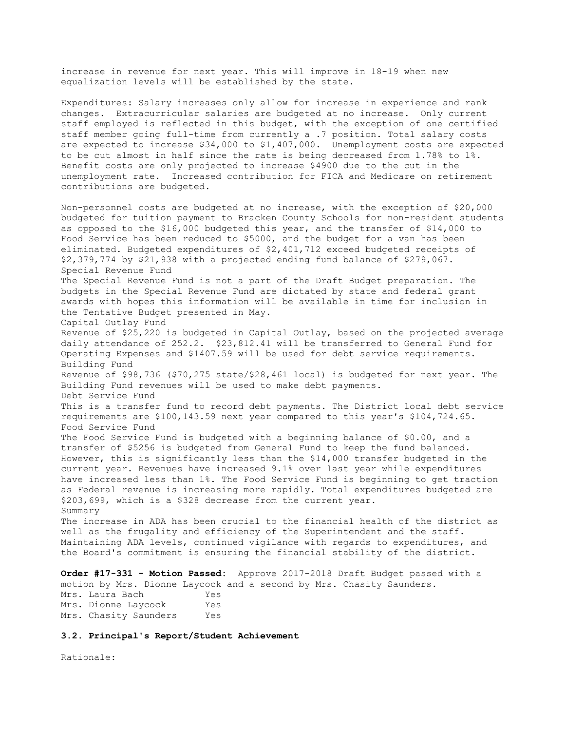increase in revenue for next year. This will improve in 18-19 when new equalization levels will be established by the state.

Expenditures: Salary increases only allow for increase in experience and rank changes. Extracurricular salaries are budgeted at no increase. Only current staff employed is reflected in this budget, with the exception of one certified staff member going full-time from currently a .7 position. Total salary costs are expected to increase $34,000 to $1,407,000. Unemployment costs are expected to be cut almost in half since the rate is being decreased from 1.78% to 1%. Benefit costs are only projected to increase $4900 due to the cut in the unemployment rate. Increased contribution for FICA and Medicare on retirement contributions are budgeted.

Non-personnel costs are budgeted at no increase, with the exception of $20,000 budgeted for tuition payment to Bracken County Schools for non-resident students as opposed to the $16,000 budgeted this year, and the transfer of $14,000 to Food Service has been reduced to $5000, and the budget for a van has been eliminated. Budgeted expenditures of $2,401,712 exceed budgeted receipts of $2,379,774 by $21,938 with a projected ending fund balance of $279,067.

Special Revenue Fund

The Special Revenue Fund is not a part of the Draft Budget preparation. The budgets in the Special Revenue Fund are dictated by state and federal grant awards with hopes this information will be available in time for inclusion in the Tentative Budget presented in May.

Capital Outlay Fund

Revenue of $25,220 is budgeted in Capital Outlay, based on the projected average daily attendance of 252.2. $23,812.41 will be transferred to General Fund for Operating Expenses and $1407.59 will be used for debt service requirements.

Building Fund

Revenue of $98,736 ($70,275 state/$28,461 local) is budgeted for next year. The Building Fund revenues will be used to make debt payments.

Debt Service Fund

This is a transfer fund to record debt payments. The District local debt service requirements are $100,143.59 next year compared to this year's $104,724.65.

Food Service Fund

The Food Service Fund is budgeted with a beginning balance of $0.00, and a transfer of $5256 is budgeted from General Fund to keep the fund balanced. However, this is significantly less than the $14,000 transfer budgeted in the current year. Revenues have increased 9.1% over last year while expenditures have increased less than 1%. The Food Service Fund is beginning to get traction as Federal revenue is increasing more rapidly. Total expenditures budgeted are $203,699, which is a $328 decrease from the current year.

Summary

The increase in ADA has been crucial to the financial health of the district as well as the frugality and efficiency of the Superintendent and the staff. Maintaining ADA levels, continued vigilance with regards to expenditures, and the Board's commitment is ensuring the financial stability of the district.

**Order #17-331 - Motion Passed:** Approve 2017-2018 Draft Budget passed with a motion by Mrs. Dionne Laycock and a second by Mrs. Chasity Saunders.

| | |
|---|---|
| Mrs. Laura Bach | Yes |
| Mrs. Dionne Laycock | Yes |
| Mrs. Chasity Saunders | Yes |

**3.2. Principal's Report/Student Achievement**

Rationale: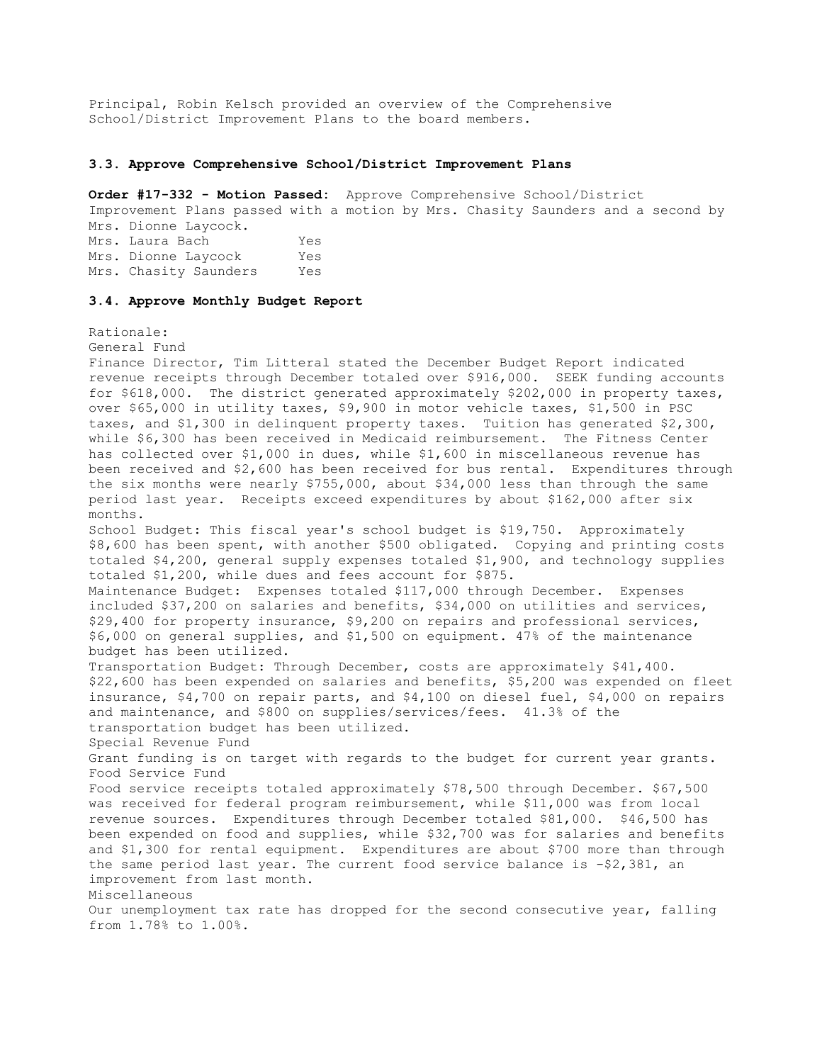Principal, Robin Kelsch provided an overview of the Comprehensive School/District Improvement Plans to the board members.

### 3.3. Approve Comprehensive School/District Improvement Plans

**Order #17-332 - Motion Passed:** Approve Comprehensive School/District Improvement Plans passed with a motion by Mrs. Chasity Saunders and a second by Mrs. Dionne Laycock.

| | |
|---|---|
| Mrs. Laura Bach | Yes |
| Mrs. Dionne Laycock | Yes |
| Mrs. Chasity Saunders | Yes |

### 3.4. Approve Monthly Budget Report

Rationale:

General Fund

Finance Director, Tim Litteral stated the December Budget Report indicated revenue receipts through December totaled over $916,000. SEEK funding accounts for $618,000. The district generated approximately $202,000 in property taxes, over $65,000 in utility taxes, $9,900 in motor vehicle taxes, $1,500 in PSC taxes, and $1,300 in delinquent property taxes. Tuition has generated $2,300, while $6,300 has been received in Medicaid reimbursement. The Fitness Center has collected over $1,000 in dues, while $1,600 in miscellaneous revenue has been received and $2,600 has been received for bus rental. Expenditures through the six months were nearly $755,000, about $34,000 less than through the same period last year. Receipts exceed expenditures by about $162,000 after six months.

School Budget: This fiscal year's school budget is $19,750. Approximately $8,600 has been spent, with another $500 obligated. Copying and printing costs totaled $4,200, general supply expenses totaled $1,900, and technology supplies totaled $1,200, while dues and fees account for $875.

Maintenance Budget: Expenses totaled $117,000 through December. Expenses included $37,200 on salaries and benefits, $34,000 on utilities and services, $29,400 for property insurance, $9,200 on repairs and professional services, $6,000 on general supplies, and $1,500 on equipment. 47% of the maintenance budget has been utilized.

Transportation Budget: Through December, costs are approximately $41,400. $22,600 has been expended on salaries and benefits, $5,200 was expended on fleet insurance, $4,700 on repair parts, and $4,100 on diesel fuel, $4,000 on repairs and maintenance, and $800 on supplies/services/fees. 41.3% of the transportation budget has been utilized.

Special Revenue Fund

Grant funding is on target with regards to the budget for current year grants.

Food Service Fund

Food service receipts totaled approximately $78,500 through December. $67,500 was received for federal program reimbursement, while $11,000 was from local revenue sources. Expenditures through December totaled $81,000. $46,500 has been expended on food and supplies, while $32,700 was for salaries and benefits and $1,300 for rental equipment. Expenditures are about $700 more than through the same period last year. The current food service balance is -$2,381, an improvement from last month.

Miscellaneous

Our unemployment tax rate has dropped for the second consecutive year, falling from 1.78% to 1.00%.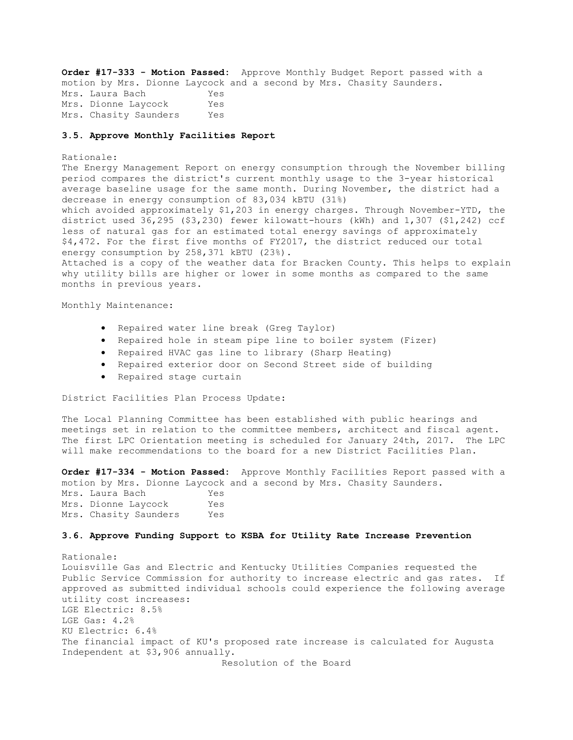**Order #17-333 - Motion Passed:** Approve Monthly Budget Report passed with a motion by Mrs. Dionne Laycock and a second by Mrs. Chasity Saunders.

Mrs. Laura Bach Yes
Mrs. Dionne Laycock Yes
Mrs. Chasity Saunders Yes

**3.5. Approve Monthly Facilities Report**

Rationale:
The Energy Management Report on energy consumption through the November billing period compares the district's current monthly usage to the 3-year historical average baseline usage for the same month. During November, the district had a decrease in energy consumption of 83,034 kBTU (31%) which avoided approximately $1,203 in energy charges. Through November-YTD, the district used 36,295 ($3,230) fewer kilowatt-hours (kWh) and 1,307 ($1,242) ccf less of natural gas for an estimated total energy savings of approximately $4,472. For the first five months of FY2017, the district reduced our total energy consumption by 258,371 kBTU (23%).
Attached is a copy of the weather data for Bracken County. This helps to explain why utility bills are higher or lower in some months as compared to the same months in previous years.

Monthly Maintenance:

- Repaired water line break (Greg Taylor)
- Repaired hole in steam pipe line to boiler system (Fizer)
- Repaired HVAC gas line to library (Sharp Heating)
- Repaired exterior door on Second Street side of building
- Repaired stage curtain

District Facilities Plan Process Update:

The Local Planning Committee has been established with public hearings and meetings set in relation to the committee members, architect and fiscal agent. The first LPC Orientation meeting is scheduled for January 24th, 2017. The LPC will make recommendations to the board for a new District Facilities Plan.

**Order #17-334 - Motion Passed:** Approve Monthly Facilities Report passed with a motion by Mrs. Dionne Laycock and a second by Mrs. Chasity Saunders.

Mrs. Laura Bach Yes
Mrs. Dionne Laycock Yes
Mrs. Chasity Saunders Yes

**3.6. Approve Funding Support to KSBA for Utility Rate Increase Prevention**

Rationale:
Louisville Gas and Electric and Kentucky Utilities Companies requested the Public Service Commission for authority to increase electric and gas rates. If approved as submitted individual schools could experience the following average utility cost increases:
LGE Electric: 8.5%
LGE Gas: 4.2%
KU Electric: 6.4%
The financial impact of KU's proposed rate increase is calculated for Augusta Independent at $3,906 annually.

Resolution of the Board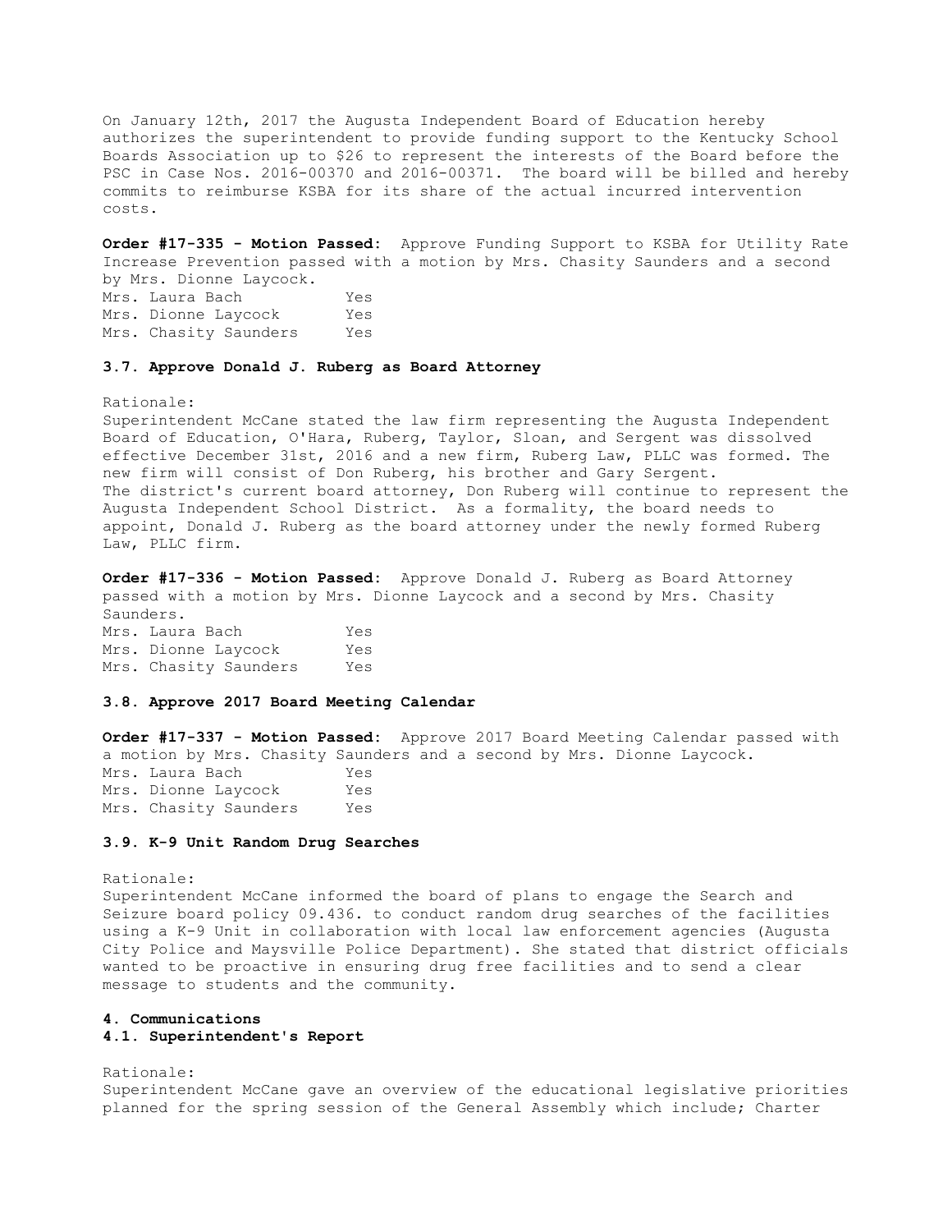On January 12th, 2017 the Augusta Independent Board of Education hereby authorizes the superintendent to provide funding support to the Kentucky School Boards Association up to $26 to represent the interests of the Board before the PSC in Case Nos. 2016-00370 and 2016-00371. The board will be billed and hereby commits to reimburse KSBA for its share of the actual incurred intervention costs.

**Order #17-335 - Motion Passed:** Approve Funding Support to KSBA for Utility Rate Increase Prevention passed with a motion by Mrs. Chasity Saunders and a second by Mrs. Dionne Laycock.

| | |
|---|---|
| Mrs. Laura Bach | Yes |
| Mrs. Dionne Laycock | Yes |
| Mrs. Chasity Saunders | Yes |

### 3.7. Approve Donald J. Ruberg as Board Attorney

Rationale:
Superintendent McCane stated the law firm representing the Augusta Independent Board of Education, O'Hara, Ruberg, Taylor, Sloan, and Sergent was dissolved effective December 31st, 2016 and a new firm, Ruberg Law, PLLC was formed. The new firm will consist of Don Ruberg, his brother and Gary Sergent.
The district's current board attorney, Don Ruberg will continue to represent the Augusta Independent School District. As a formality, the board needs to appoint, Donald J. Ruberg as the board attorney under the newly formed Ruberg Law, PLLC firm.

**Order #17-336 - Motion Passed:** Approve Donald J. Ruberg as Board Attorney passed with a motion by Mrs. Dionne Laycock and a second by Mrs. Chasity Saunders.

| | |
|---|---|
| Mrs. Laura Bach | Yes |
| Mrs. Dionne Laycock | Yes |
| Mrs. Chasity Saunders | Yes |

### 3.8. Approve 2017 Board Meeting Calendar

**Order #17-337 - Motion Passed:** Approve 2017 Board Meeting Calendar passed with a motion by Mrs. Chasity Saunders and a second by Mrs. Dionne Laycock.

| | |
|---|---|
| Mrs. Laura Bach | Yes |
| Mrs. Dionne Laycock | Yes |
| Mrs. Chasity Saunders | Yes |

### 3.9. K-9 Unit Random Drug Searches

Rationale:
Superintendent McCane informed the board of plans to engage the Search and Seizure board policy 09.436. to conduct random drug searches of the facilities using a K-9 Unit in collaboration with local law enforcement agencies (Augusta City Police and Maysville Police Department). She stated that district officials wanted to be proactive in ensuring drug free facilities and to send a clear message to students and the community.

## 4. Communications

### 4.1. Superintendent's Report

Rationale:
Superintendent McCane gave an overview of the educational legislative priorities planned for the spring session of the General Assembly which include; Charter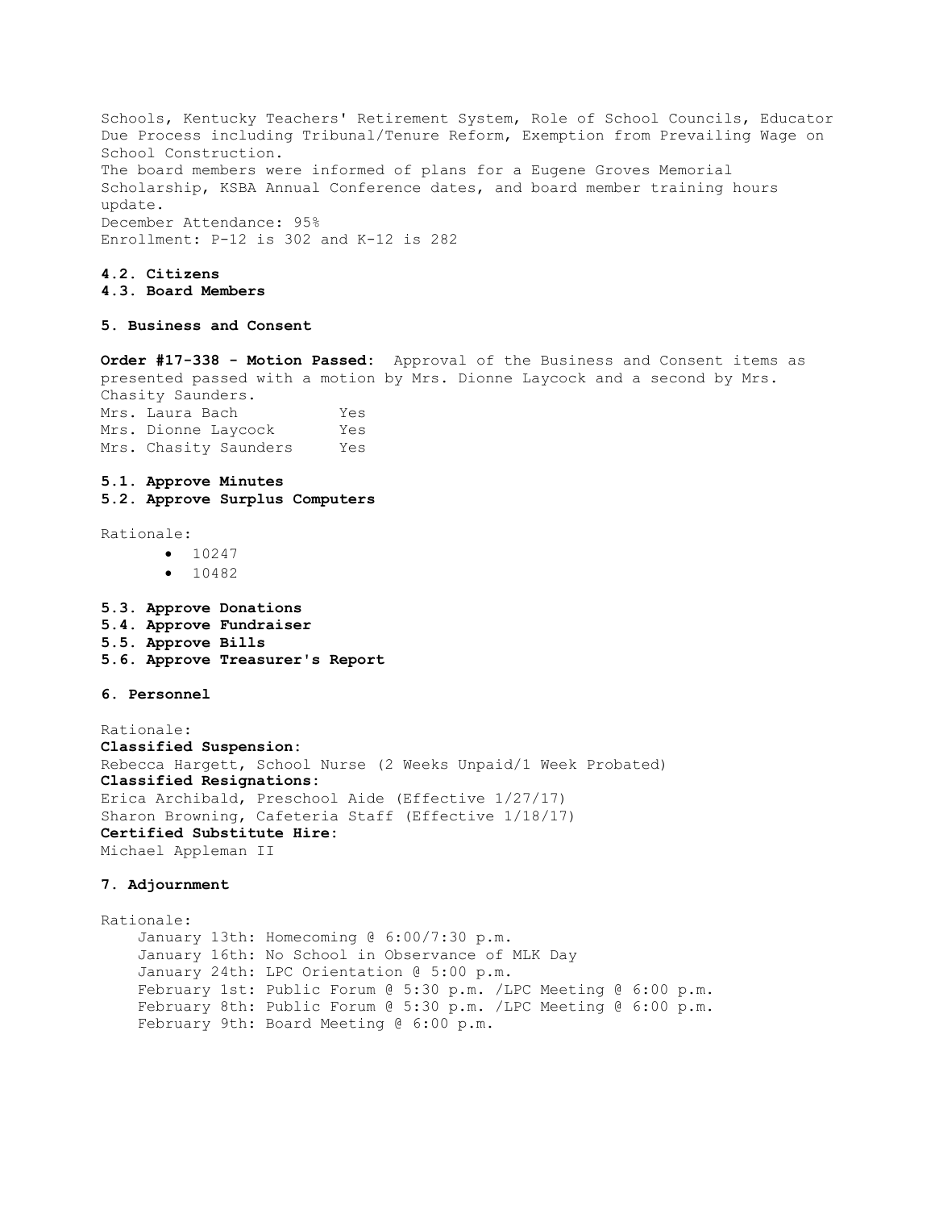Schools, Kentucky Teachers' Retirement System, Role of School Councils, Educator Due Process including Tribunal/Tenure Reform, Exemption from Prevailing Wage on School Construction.
The board members were informed of plans for a Eugene Groves Memorial Scholarship, KSBA Annual Conference dates, and board member training hours update.
December Attendance: 95%
Enrollment: P-12 is 302 and K-12 is 282

**4.2. Citizens**
**4.3. Board Members**

**5. Business and Consent**

**Order #17-338 - Motion Passed:** Approval of the Business and Consent items as presented passed with a motion by Mrs. Dionne Laycock and a second by Mrs. Chasity Saunders.

| | |
|---|---|
| Mrs. Laura Bach | Yes |
| Mrs. Dionne Laycock | Yes |
| Mrs. Chasity Saunders | Yes |

**5.1. Approve Minutes**
**5.2. Approve Surplus Computers**

Rationale:

- 10247
- 10482

**5.3. Approve Donations**
**5.4. Approve Fundraiser**
**5.5. Approve Bills**
**5.6. Approve Treasurer's Report**

**6. Personnel**

Rationale:
**Classified Suspension:**
Rebecca Hargett, School Nurse (2 Weeks Unpaid/1 Week Probated)
**Classified Resignations:**
Erica Archibald, Preschool Aide (Effective 1/27/17)
Sharon Browning, Cafeteria Staff (Effective 1/18/17)
**Certified Substitute Hire:**
Michael Appleman II

**7. Adjournment**

Rationale:
January 13th: Homecoming @ 6:00/7:30 p.m.
January 16th: No School in Observance of MLK Day
January 24th: LPC Orientation @ 5:00 p.m.
February 1st: Public Forum @ 5:30 p.m. /LPC Meeting @ 6:00 p.m.
February 8th: Public Forum @ 5:30 p.m. /LPC Meeting @ 6:00 p.m.
February 9th: Board Meeting @ 6:00 p.m.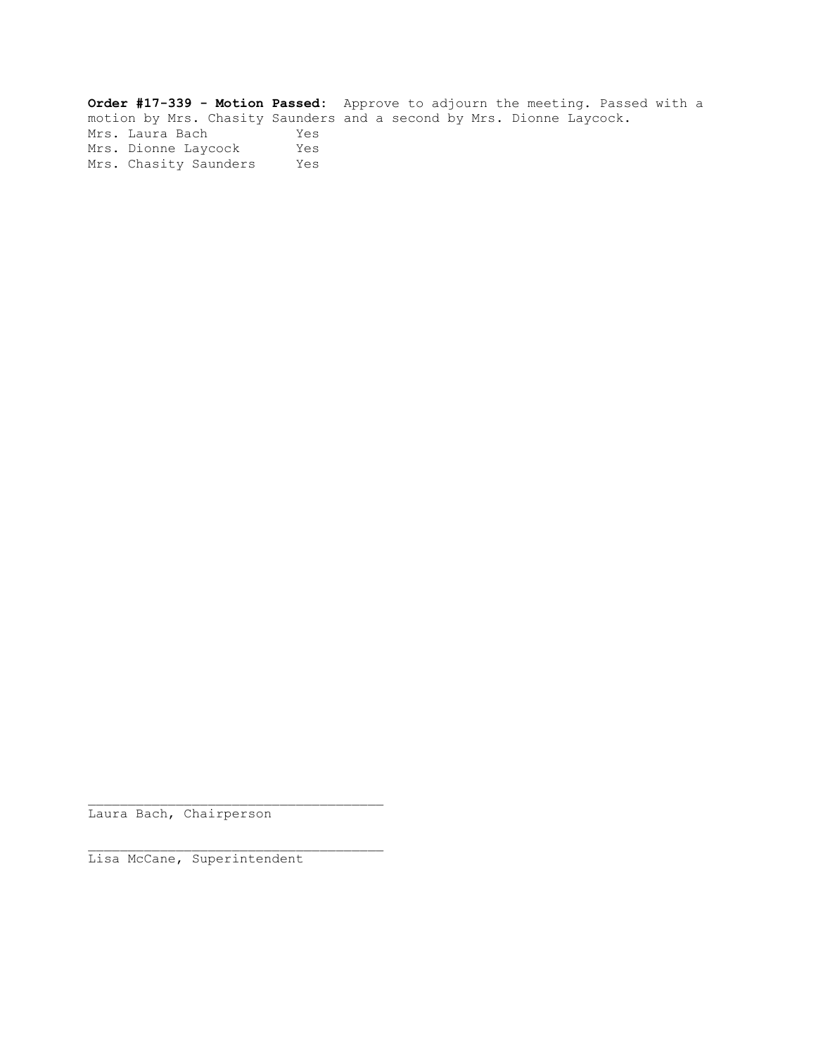**Order #17-339 - Motion Passed:** Approve to adjourn the meeting. Passed with a motion by Mrs. Chasity Saunders and a second by Mrs. Dionne Laycock.

| | |
|---|---|
| Mrs. Laura Bach | Yes |
| Mrs. Dionne Laycock | Yes |
| Mrs. Chasity Saunders | Yes |

_____________________________________
Laura Bach, Chairperson

_____________________________________
Lisa McCane, Superintendent